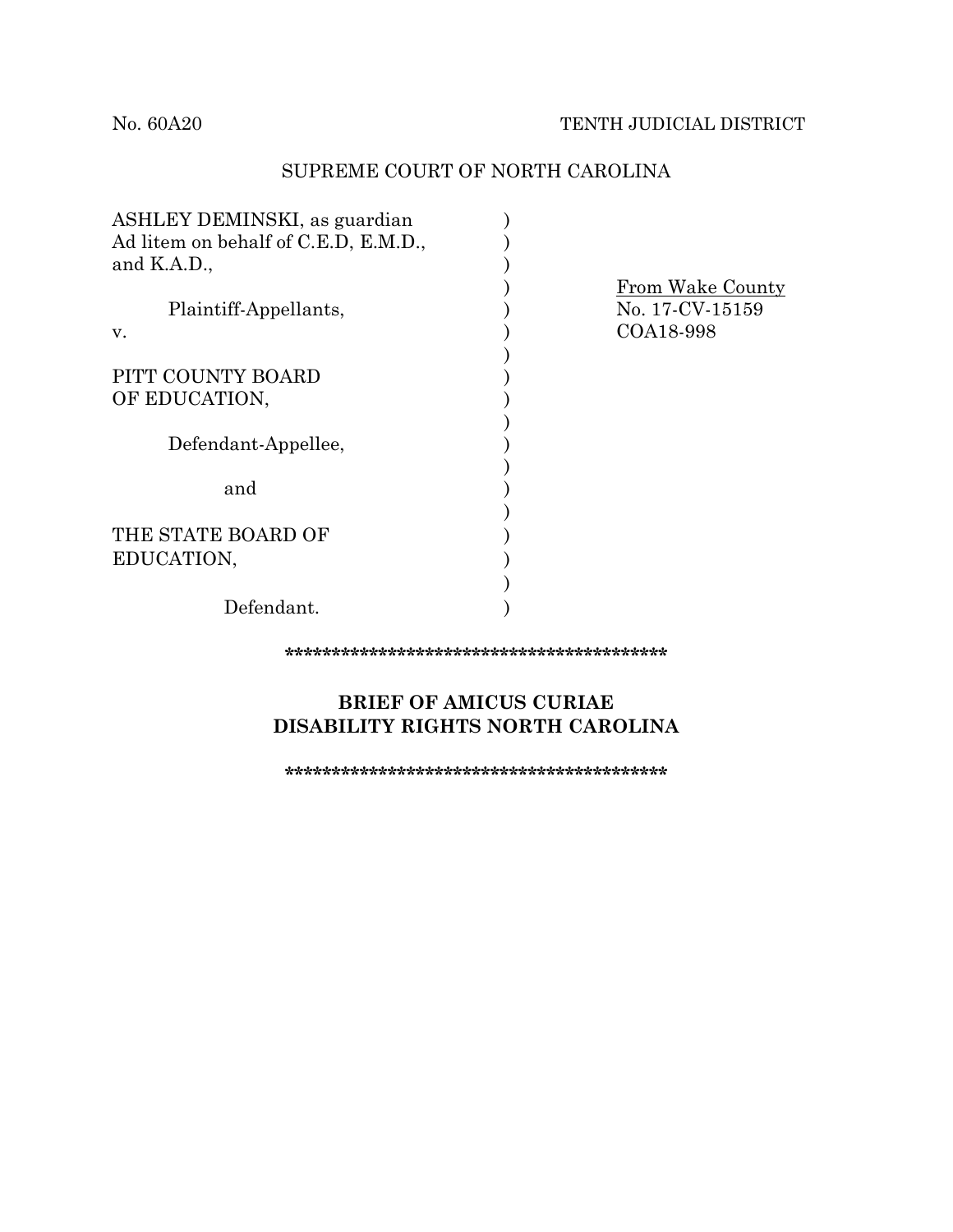No. 60A20 TENTH JUDICIAL DISTRICT

SUPREME COURT OF NORTH CAROLINA

| | | |
|---|---|---|
| ASHLEY DEMINSKI, as guardian Ad litem on behalf of C.E.D, E.M.D., and K.A.D., | ) | |
| Plaintiff-Appellants, | ) | <u>From Wake County</u> |
| v. | ) | No. 17-CV-15159 |
| | ) | COA18-998 |
| PITT COUNTY BOARD OF EDUCATION, | ) | |
| Defendant-Appellee, | ) | |
| and | ) | |
| THE STATE BOARD OF EDUCATION, | ) | |
| Defendant. | ) | |

*******************************************

**BRIEF OF AMICUS CURIAE**
**DISABILITY RIGHTS NORTH CAROLINA**

*******************************************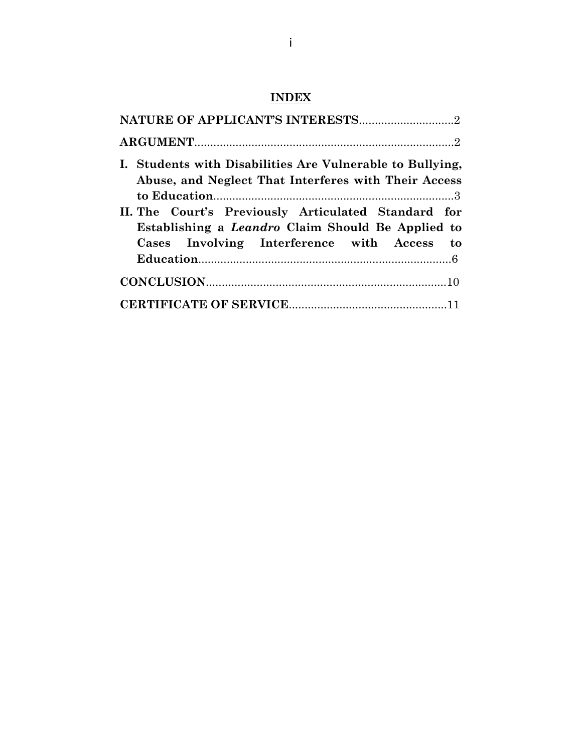## INDEX

**NATURE OF APPLICANT'S INTERESTS**..............................2

**ARGUMENT**...................................................................................2

**I. Students with Disabilities Are Vulnerable to Bullying, Abuse, and Neglect That Interferes with Their Access to Education**.............................................................................3

**II. The Court's Previously Articulated Standard for Establishing a *Leandro* Claim Should Be Applied to Cases Involving Interference with Access to Education**.................................................................................6

**CONCLUSION**.............................................................................10

**CERTIFICATE OF SERVICE**..................................................11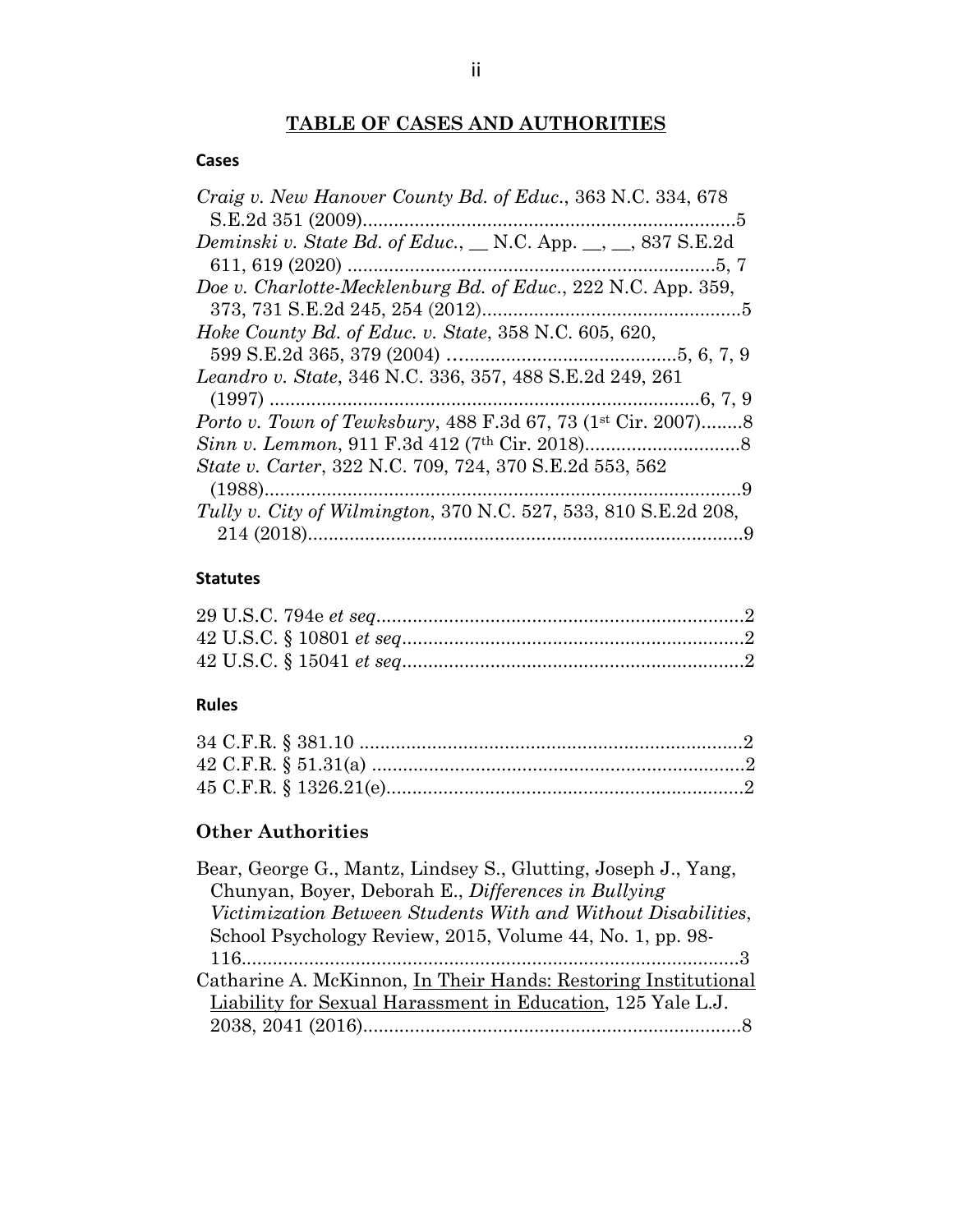## TABLE OF CASES AND AUTHORITIES

### Cases

*Craig v. New Hanover County Bd. of Educ.*, 363 N.C. 334, 678 S.E.2d 351 (2009)........................................................................5

*Deminski v. State Bd. of Educ.*, __ N.C. App. __, __, 837 S.E.2d 611, 619 (2020) .......................................................................5, 7

*Doe v. Charlotte-Mecklenburg Bd. of Educ.*, 222 N.C. App. 359, 373, 731 S.E.2d 245, 254 (2012)..................................................5

*Hoke County Bd. of Educ. v. State*, 358 N.C. 605, 620, 599 S.E.2d 365, 379 (2004) ...........................................5, 6, 7, 9

*Leandro v. State*, 346 N.C. 336, 357, 488 S.E.2d 249, 261 (1997) ...................................................................................6, 7, 9

*Porto v. Town of Tewksbury*, 488 F.3d 67, 73 (1st Cir. 2007)........8

*Sinn v. Lemmon*, 911 F.3d 412 (7th Cir. 2018)..............................8

*State v. Carter*, 322 N.C. 709, 724, 370 S.E.2d 553, 562 (1988)..............................................................................................9

*Tully v. City of Wilmington*, 370 N.C. 527, 533, 810 S.E.2d 208, 214 (2018)....................................................................................9

### Statutes

29 U.S.C. 794e *et seq*.......................................................................2

42 U.S.C. § 10801 *et seq*..................................................................2

42 U.S.C. § 15041 *et seq*..................................................................2

### Rules

34 C.F.R. § 381.10 ..........................................................................2

42 C.F.R. § 51.31(a) ........................................................................2

45 C.F.R. § 1326.21(e).....................................................................2

### Other Authorities

Bear, George G., Mantz, Lindsey S., Glutting, Joseph J., Yang, Chunyan, Boyer, Deborah E., *Differences in Bullying Victimization Between Students With and Without Disabilities*, School Psychology Review, 2015, Volume 44, No. 1, pp. 98-116..................................................................................................3

Catharine A. McKinnon, In Their Hands: Restoring Institutional Liability for Sexual Harassment in Education, 125 Yale L.J. 2038, 2041 (2016).........................................................................8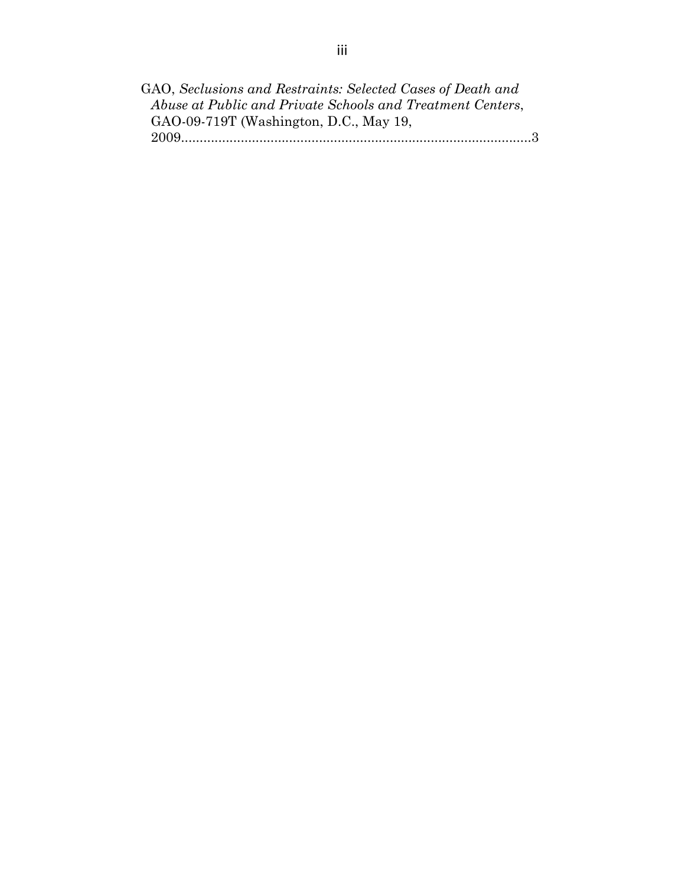GAO, *Seclusions and Restraints: Selected Cases of Death and Abuse at Public and Private Schools and Treatment Centers*, GAO-09-719T (Washington, D.C., May 19, 2009...............................................................................................3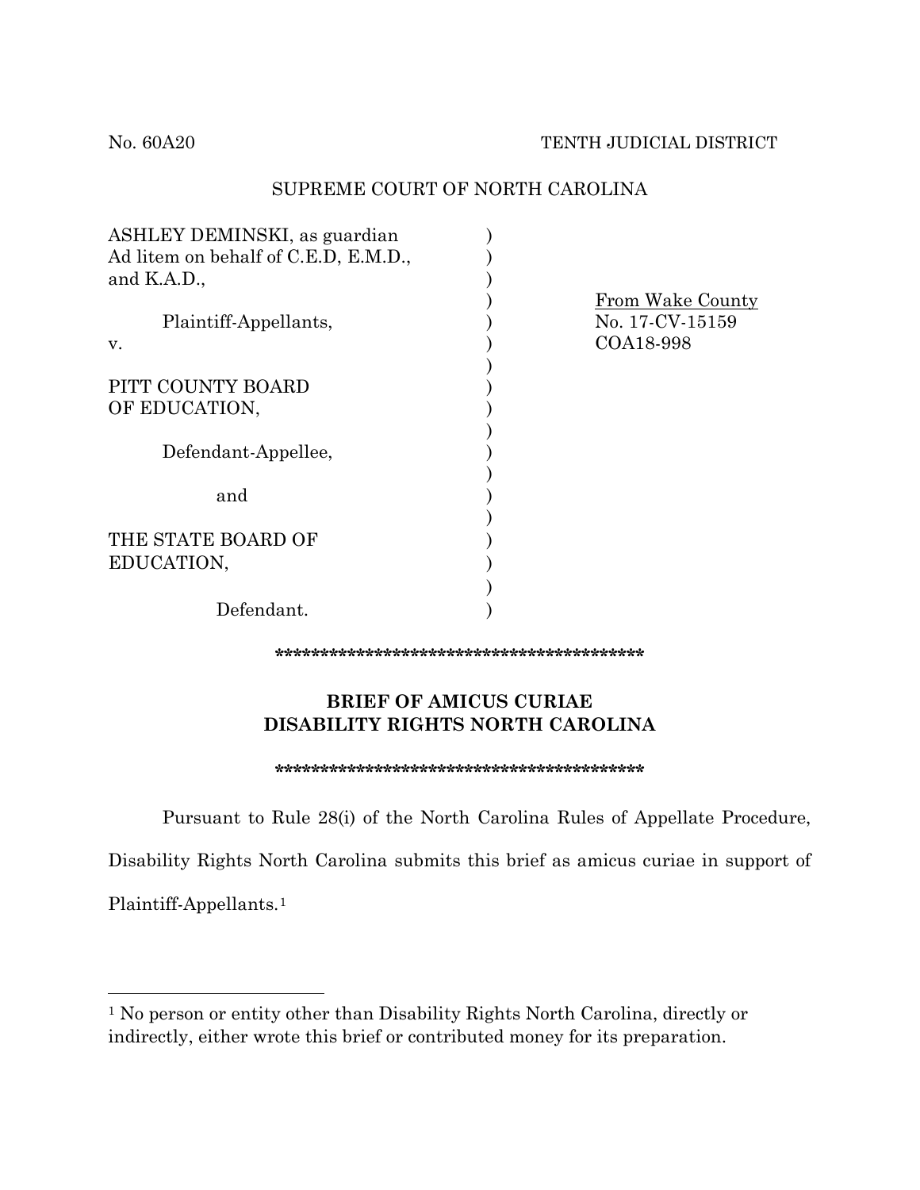No. 60A20 TENTH JUDICIAL DISTRICT

SUPREME COURT OF NORTH CAROLINA

| | | |
|---|---|---|
| ASHLEY DEMINSKI, as guardian Ad litem on behalf of C.E.D, E.M.D., and K.A.D., | ) | |
| Plaintiff-Appellants, | ) | From Wake County No. 17-CV-15159 COA18-998 |
| v. | ) | |
| PITT COUNTY BOARD OF EDUCATION, | ) | |
| Defendant-Appellee, | ) | |
| and | ) | |
| THE STATE BOARD OF EDUCATION, | ) | |
| Defendant. | ) | |

*******************************************

**BRIEF OF AMICUS CURIAE**
**DISABILITY RIGHTS NORTH CAROLINA**

*******************************************

Pursuant to Rule 28(i) of the North Carolina Rules of Appellate Procedure, Disability Rights North Carolina submits this brief as amicus curiae in support of Plaintiff-Appellants.[1]

---

[1] No person or entity other than Disability Rights North Carolina, directly or indirectly, either wrote this brief or contributed money for its preparation.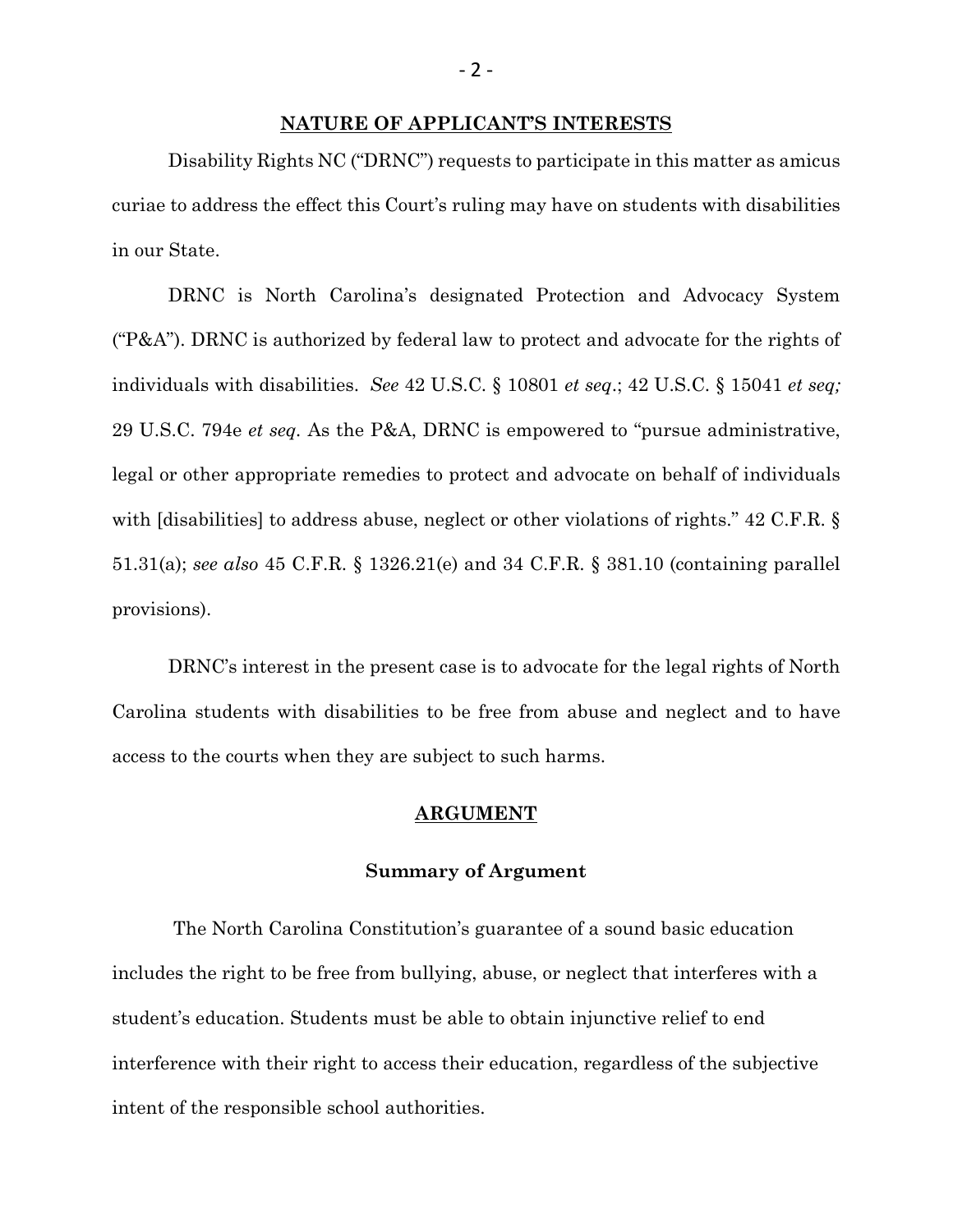**NATURE OF APPLICANT'S INTERESTS**

Disability Rights NC ("DRNC") requests to participate in this matter as amicus curiae to address the effect this Court's ruling may have on students with disabilities in our State.

DRNC is North Carolina's designated Protection and Advocacy System ("P&A"). DRNC is authorized by federal law to protect and advocate for the rights of individuals with disabilities. *See* 42 U.S.C. § 10801 *et seq*.; 42 U.S.C. § 15041 *et seq;* 29 U.S.C. 794e *et seq*. As the P&A, DRNC is empowered to "pursue administrative, legal or other appropriate remedies to protect and advocate on behalf of individuals with [disabilities] to address abuse, neglect or other violations of rights." 42 C.F.R. § 51.31(a); *see also* 45 C.F.R. § 1326.21(e) and 34 C.F.R. § 381.10 (containing parallel provisions).

DRNC's interest in the present case is to advocate for the legal rights of North Carolina students with disabilities to be free from abuse and neglect and to have access to the courts when they are subject to such harms.

**ARGUMENT**

**Summary of Argument**

The North Carolina Constitution's guarantee of a sound basic education includes the right to be free from bullying, abuse, or neglect that interferes with a student's education. Students must be able to obtain injunctive relief to end interference with their right to access their education, regardless of the subjective intent of the responsible school authorities.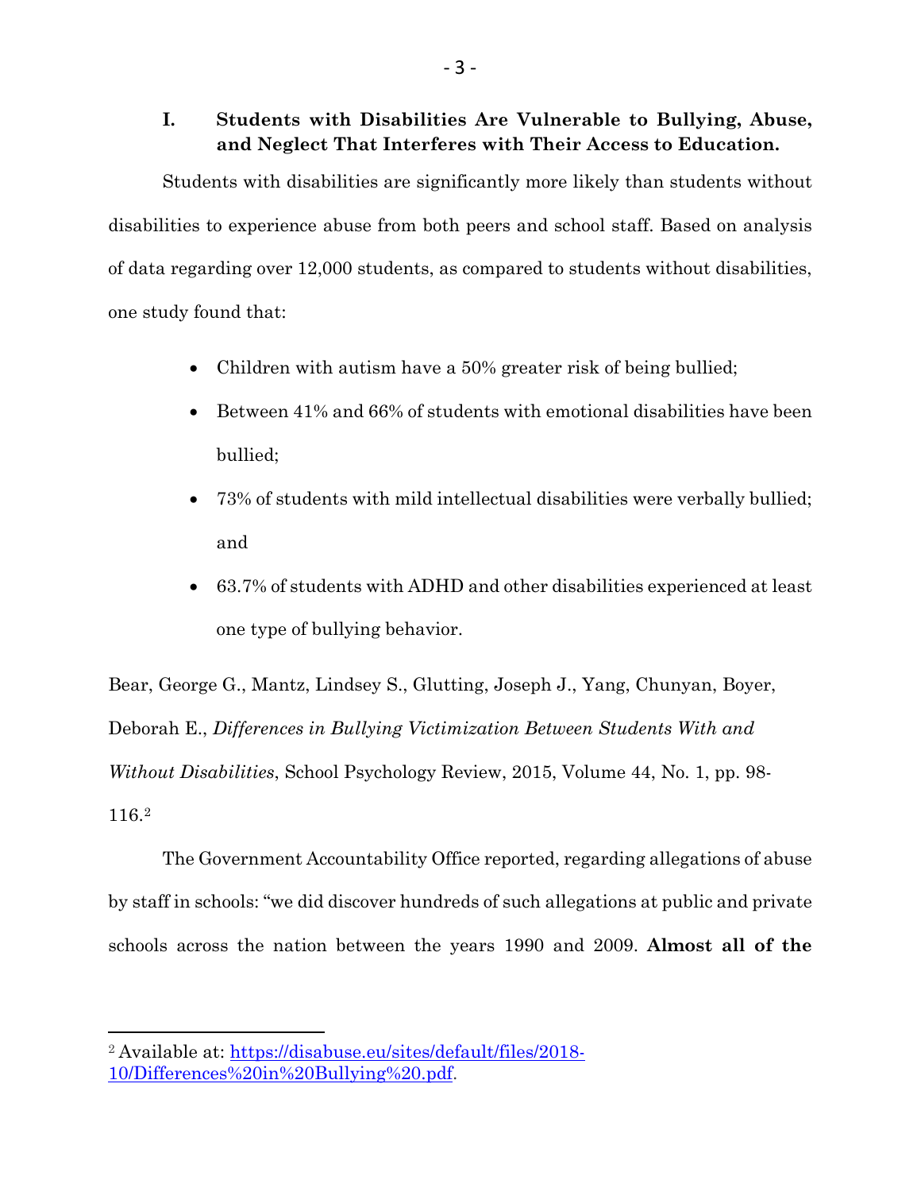## I. Students with Disabilities Are Vulnerable to Bullying, Abuse, and Neglect That Interferes with Their Access to Education.

Students with disabilities are significantly more likely than students without disabilities to experience abuse from both peers and school staff. Based on analysis of data regarding over 12,000 students, as compared to students without disabilities, one study found that:

- Children with autism have a 50% greater risk of being bullied;
- Between 41% and 66% of students with emotional disabilities have been bullied;
- 73% of students with mild intellectual disabilities were verbally bullied; and
- 63.7% of students with ADHD and other disabilities experienced at least one type of bullying behavior.

Bear, George G., Mantz, Lindsey S., Glutting, Joseph J., Yang, Chunyan, Boyer, Deborah E., *Differences in Bullying Victimization Between Students With and Without Disabilities*, School Psychology Review, 2015, Volume 44, No. 1, pp. 98-116.[2]

The Government Accountability Office reported, regarding allegations of abuse by staff in schools: "we did discover hundreds of such allegations at public and private schools across the nation between the years 1990 and 2009. **Almost all of the**

---

[2] Available at: [https://disabuse.eu/sites/default/files/2018-10/Differences%20in%20Bullying%20.pdf](https://disabuse.eu/sites/default/files/2018-10/Differences%20in%20Bullying%20.pdf).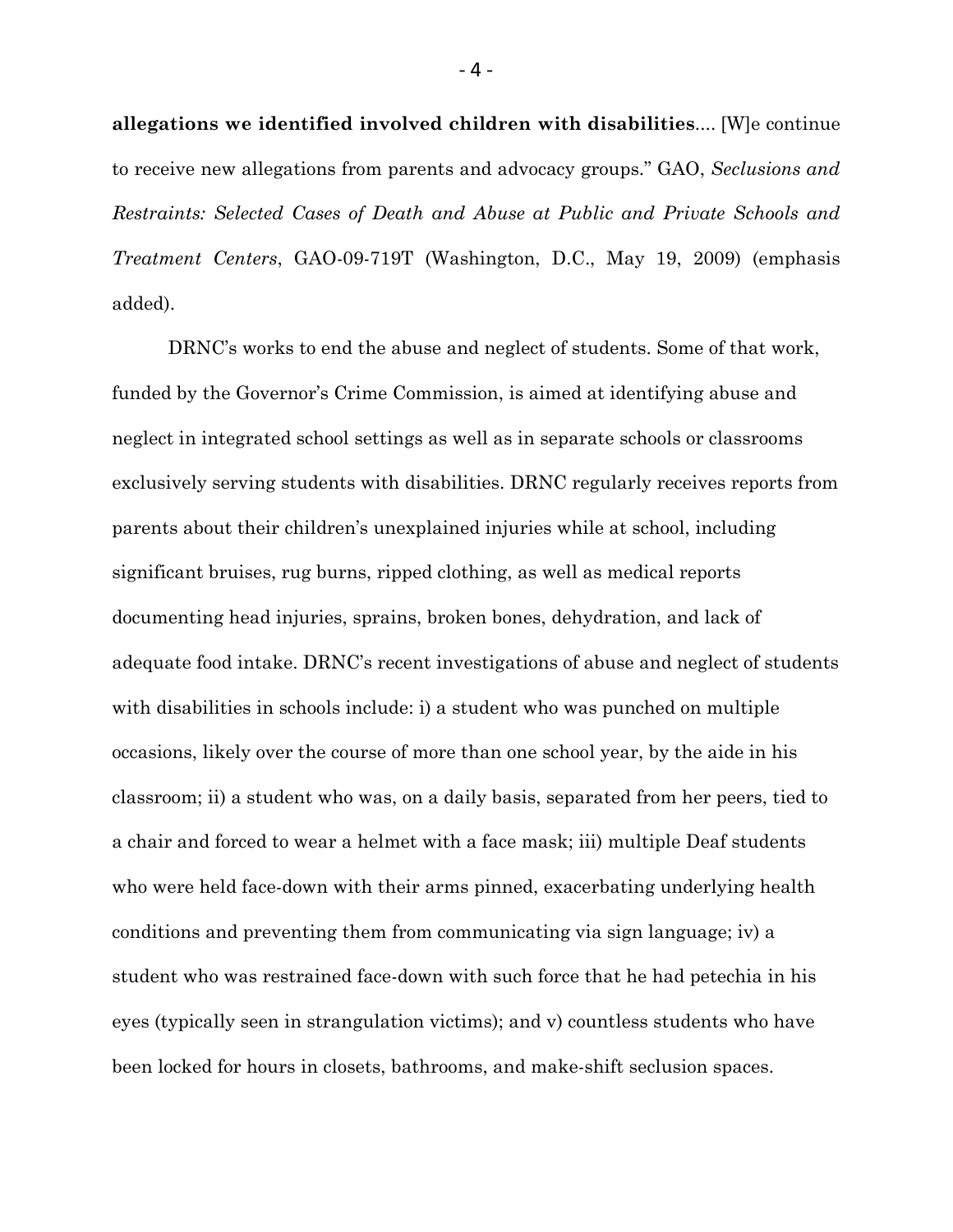**allegations we identified involved children with disabilities**.... [W]e continue to receive new allegations from parents and advocacy groups." GAO, *Seclusions and Restraints: Selected Cases of Death and Abuse at Public and Private Schools and Treatment Centers*, GAO-09-719T (Washington, D.C., May 19, 2009) (emphasis added).

DRNC's works to end the abuse and neglect of students. Some of that work, funded by the Governor's Crime Commission, is aimed at identifying abuse and neglect in integrated school settings as well as in separate schools or classrooms exclusively serving students with disabilities. DRNC regularly receives reports from parents about their children's unexplained injuries while at school, including significant bruises, rug burns, ripped clothing, as well as medical reports documenting head injuries, sprains, broken bones, dehydration, and lack of adequate food intake. DRNC's recent investigations of abuse and neglect of students with disabilities in schools include: i) a student who was punched on multiple occasions, likely over the course of more than one school year, by the aide in his classroom; ii) a student who was, on a daily basis, separated from her peers, tied to a chair and forced to wear a helmet with a face mask; iii) multiple Deaf students who were held face-down with their arms pinned, exacerbating underlying health conditions and preventing them from communicating via sign language; iv) a student who was restrained face-down with such force that he had petechia in his eyes (typically seen in strangulation victims); and v) countless students who have been locked for hours in closets, bathrooms, and make-shift seclusion spaces.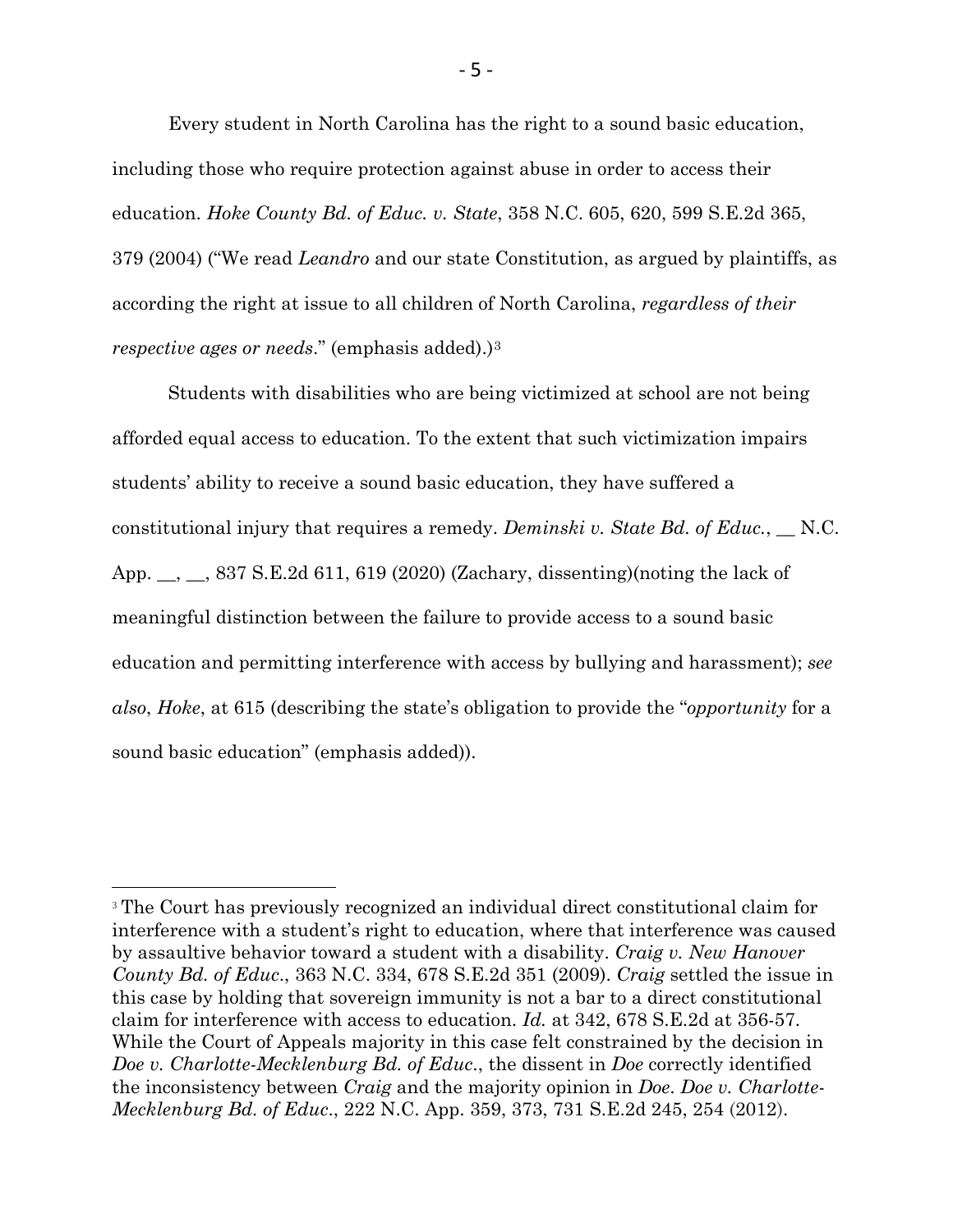Every student in North Carolina has the right to a sound basic education, including those who require protection against abuse in order to access their education. *Hoke County Bd. of Educ. v. State*, 358 N.C. 605, 620, 599 S.E.2d 365, 379 (2004) ("We read *Leandro* and our state Constitution, as argued by plaintiffs, as according the right at issue to all children of North Carolina, *regardless of their respective ages or needs*." (emphasis added).)[3]

Students with disabilities who are being victimized at school are not being afforded equal access to education. To the extent that such victimization impairs students' ability to receive a sound basic education, they have suffered a constitutional injury that requires a remedy. *Deminski v. State Bd. of Educ.*, __ N.C. App. __, __, 837 S.E.2d 611, 619 (2020) (Zachary, dissenting)(noting the lack of meaningful distinction between the failure to provide access to a sound basic education and permitting interference with access by bullying and harassment); *see also*, *Hoke*, at 615 (describing the state's obligation to provide the "*opportunity* for a sound basic education" (emphasis added)).

[3] The Court has previously recognized an individual direct constitutional claim for interference with a student's right to education, where that interference was caused by assaultive behavior toward a student with a disability. *Craig v. New Hanover County Bd. of Educ.*, 363 N.C. 334, 678 S.E.2d 351 (2009). *Craig* settled the issue in this case by holding that sovereign immunity is not a bar to a direct constitutional claim for interference with access to education. *Id.* at 342, 678 S.E.2d at 356-57. While the Court of Appeals majority in this case felt constrained by the decision in *Doe v. Charlotte-Mecklenburg Bd. of Educ.*, the dissent in *Doe* correctly identified the inconsistency between *Craig* and the majority opinion in *Doe*. *Doe v. Charlotte-Mecklenburg Bd. of Educ.*, 222 N.C. App. 359, 373, 731 S.E.2d 245, 254 (2012).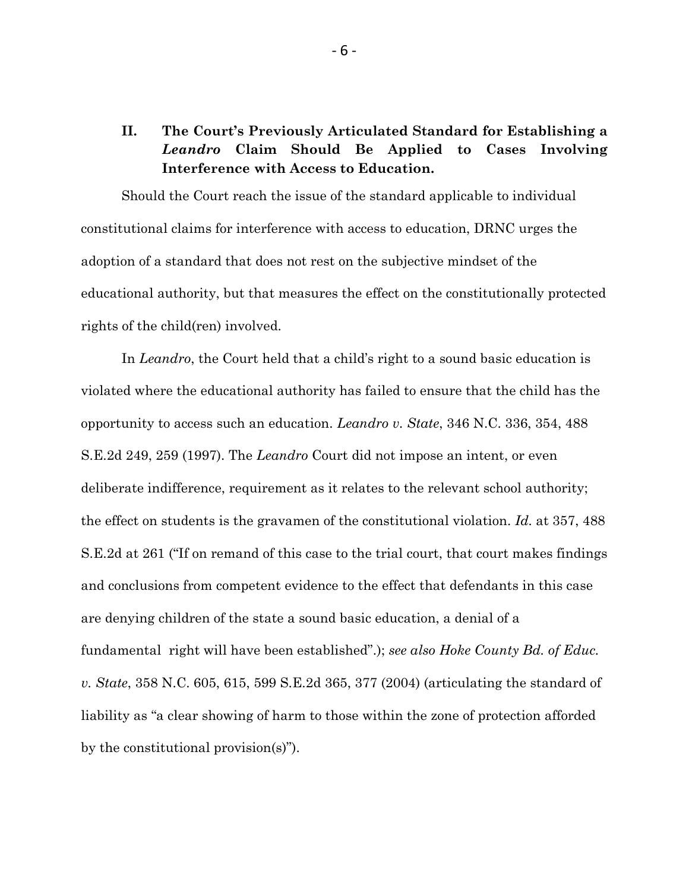## II. The Court's Previously Articulated Standard for Establishing a *Leandro* Claim Should Be Applied to Cases Involving Interference with Access to Education.

Should the Court reach the issue of the standard applicable to individual constitutional claims for interference with access to education, DRNC urges the adoption of a standard that does not rest on the subjective mindset of the educational authority, but that measures the effect on the constitutionally protected rights of the child(ren) involved.

In *Leandro*, the Court held that a child's right to a sound basic education is violated where the educational authority has failed to ensure that the child has the opportunity to access such an education. *Leandro v. State*, 346 N.C. 336, 354, 488 S.E.2d 249, 259 (1997). The *Leandro* Court did not impose an intent, or even deliberate indifference, requirement as it relates to the relevant school authority; the effect on students is the gravamen of the constitutional violation. *Id.* at 357, 488 S.E.2d at 261 ("If on remand of this case to the trial court, that court makes findings and conclusions from competent evidence to the effect that defendants in this case are denying children of the state a sound basic education, a denial of a fundamental right will have been established".); *see also Hoke County Bd. of Educ. v. State*, 358 N.C. 605, 615, 599 S.E.2d 365, 377 (2004) (articulating the standard of liability as "a clear showing of harm to those within the zone of protection afforded by the constitutional provision(s)").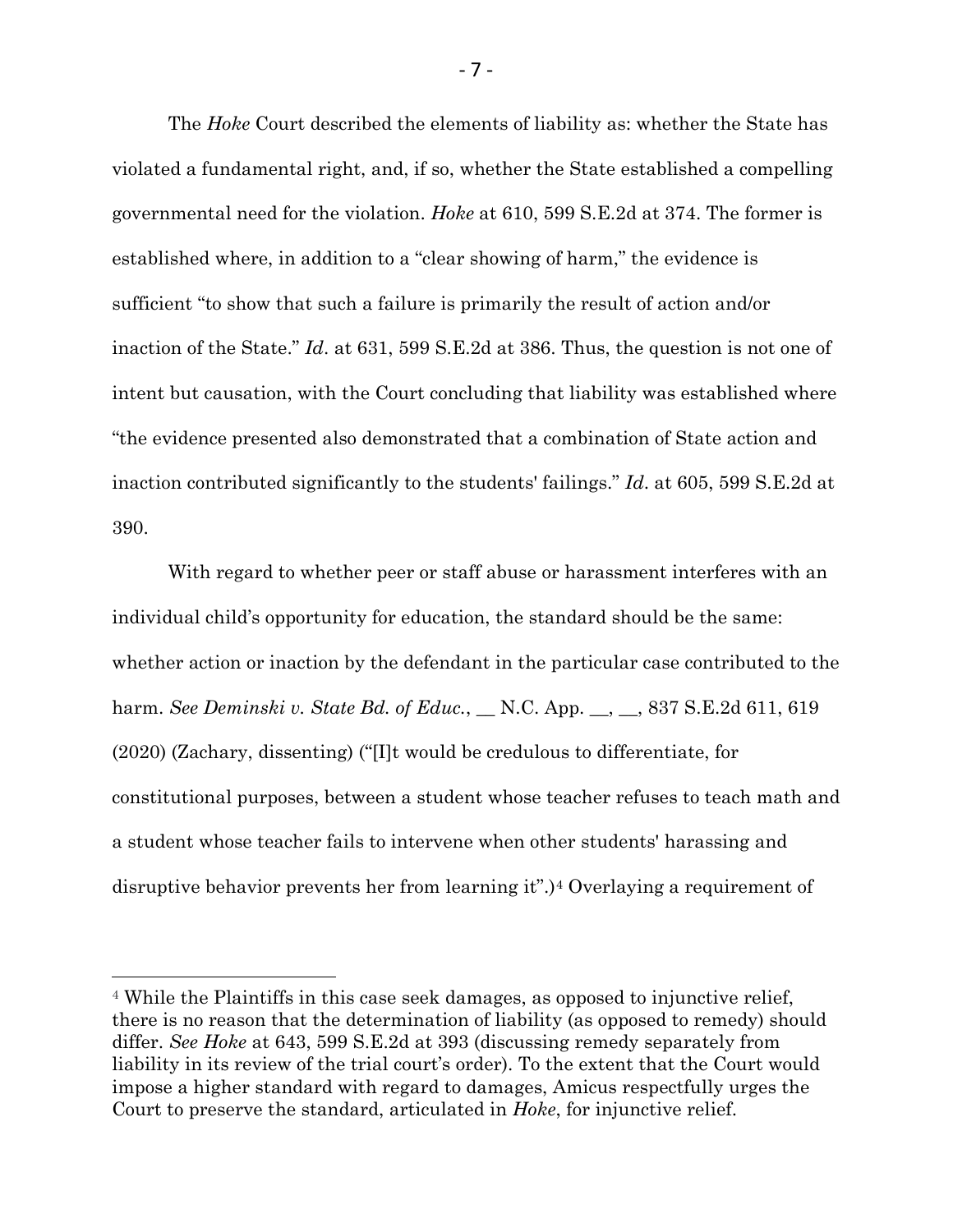The *Hoke* Court described the elements of liability as: whether the State has violated a fundamental right, and, if so, whether the State established a compelling governmental need for the violation. *Hoke* at 610, 599 S.E.2d at 374. The former is established where, in addition to a "clear showing of harm," the evidence is sufficient "to show that such a failure is primarily the result of action and/or inaction of the State." *Id*. at 631, 599 S.E.2d at 386. Thus, the question is not one of intent but causation, with the Court concluding that liability was established where "the evidence presented also demonstrated that a combination of State action and inaction contributed significantly to the students' failings." *Id*. at 605, 599 S.E.2d at 390.

With regard to whether peer or staff abuse or harassment interferes with an individual child's opportunity for education, the standard should be the same: whether action or inaction by the defendant in the particular case contributed to the harm. *See Deminski v. State Bd. of Educ.*, __ N.C. App. __, __, 837 S.E.2d 611, 619 (2020) (Zachary, dissenting) ("[I]t would be credulous to differentiate, for constitutional purposes, between a student whose teacher refuses to teach math and a student whose teacher fails to intervene when other students' harassing and disruptive behavior prevents her from learning it".)[4] Overlaying a requirement of

[4] While the Plaintiffs in this case seek damages, as opposed to injunctive relief, there is no reason that the determination of liability (as opposed to remedy) should differ. *See Hoke* at 643, 599 S.E.2d at 393 (discussing remedy separately from liability in its review of the trial court's order). To the extent that the Court would impose a higher standard with regard to damages, Amicus respectfully urges the Court to preserve the standard, articulated in *Hoke*, for injunctive relief.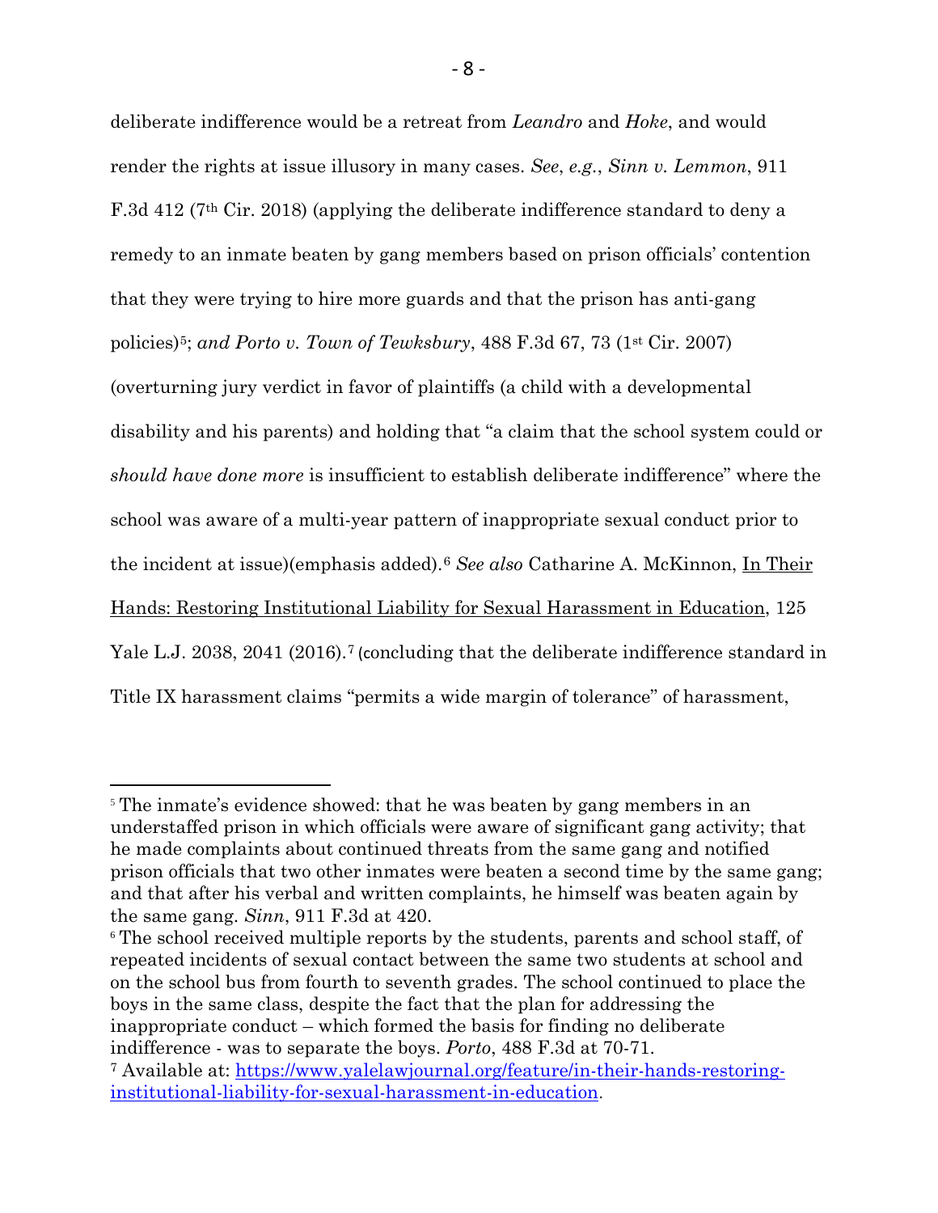deliberate indifference would be a retreat from *Leandro* and *Hoke*, and would render the rights at issue illusory in many cases. *See*, *e.g.*, *Sinn v. Lemmon*, 911 F.3d 412 (7th Cir. 2018) (applying the deliberate indifference standard to deny a remedy to an inmate beaten by gang members based on prison officials' contention that they were trying to hire more guards and that the prison has anti-gang policies)[5]; *and Porto v. Town of Tewksbury*, 488 F.3d 67, 73 (1st Cir. 2007) (overturning jury verdict in favor of plaintiffs (a child with a developmental disability and his parents) and holding that "a claim that the school system could or *should have done more* is insufficient to establish deliberate indifference" where the school was aware of a multi-year pattern of inappropriate sexual conduct prior to the incident at issue)(emphasis added).[6] *See also* Catharine A. McKinnon, In Their Hands: Restoring Institutional Liability for Sexual Harassment in Education, 125 Yale L.J. 2038, 2041 (2016).[7] (concluding that the deliberate indifference standard in Title IX harassment claims "permits a wide margin of tolerance" of harassment,

---

[5] The inmate's evidence showed: that he was beaten by gang members in an understaffed prison in which officials were aware of significant gang activity; that he made complaints about continued threats from the same gang and notified prison officials that two other inmates were beaten a second time by the same gang; and that after his verbal and written complaints, he himself was beaten again by the same gang. *Sinn*, 911 F.3d at 420.

[6] The school received multiple reports by the students, parents and school staff, of repeated incidents of sexual contact between the same two students at school and on the school bus from fourth to seventh grades. The school continued to place the boys in the same class, despite the fact that the plan for addressing the inappropriate conduct – which formed the basis for finding no deliberate indifference - was to separate the boys. *Porto*, 488 F.3d at 70-71.

[7] Available at: https://www.yalelawjournal.org/feature/in-their-hands-restoring-institutional-liability-for-sexual-harassment-in-education.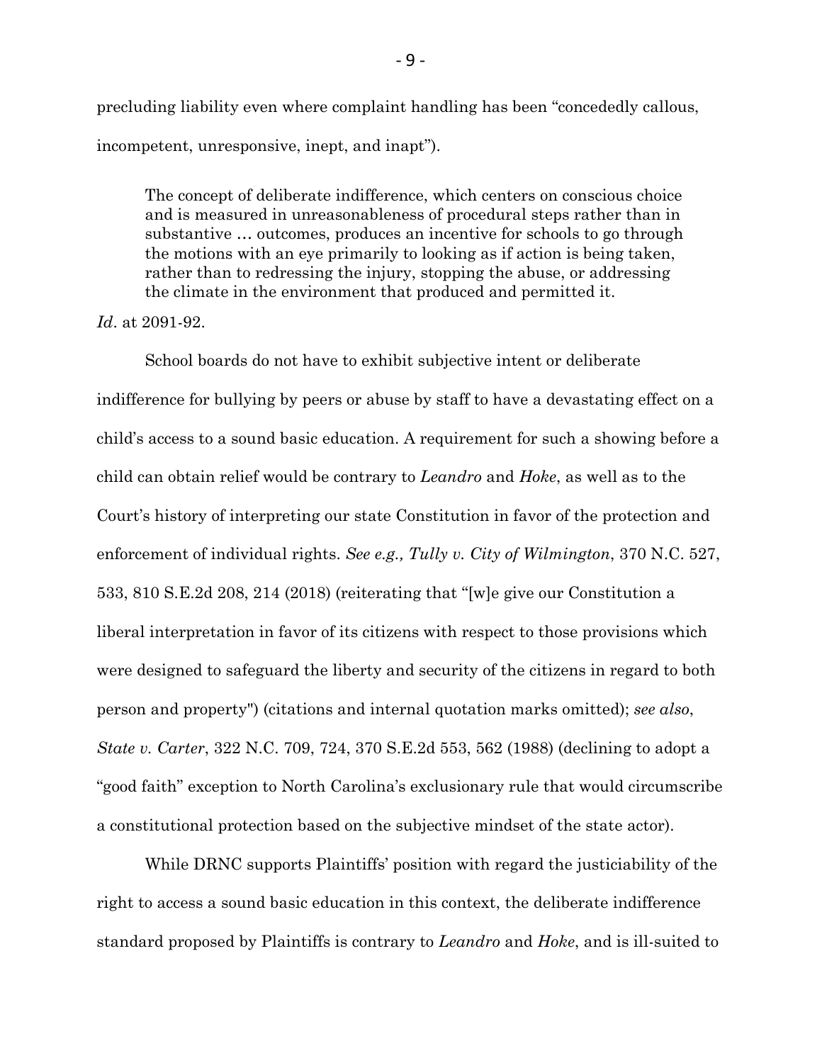precluding liability even where complaint handling has been "concededly callous, incompetent, unresponsive, inept, and inapt").

> The concept of deliberate indifference, which centers on conscious choice and is measured in unreasonableness of procedural steps rather than in substantive … outcomes, produces an incentive for schools to go through the motions with an eye primarily to looking as if action is being taken, rather than to redressing the injury, stopping the abuse, or addressing the climate in the environment that produced and permitted it.

*Id*. at 2091-92.

School boards do not have to exhibit subjective intent or deliberate indifference for bullying by peers or abuse by staff to have a devastating effect on a child's access to a sound basic education. A requirement for such a showing before a child can obtain relief would be contrary to *Leandro* and *Hoke*, as well as to the Court's history of interpreting our state Constitution in favor of the protection and enforcement of individual rights. *See e.g., Tully v. City of Wilmington*, 370 N.C. 527, 533, 810 S.E.2d 208, 214 (2018) (reiterating that "[w]e give our Constitution a liberal interpretation in favor of its citizens with respect to those provisions which were designed to safeguard the liberty and security of the citizens in regard to both person and property") (citations and internal quotation marks omitted); *see also*, *State v. Carter*, 322 N.C. 709, 724, 370 S.E.2d 553, 562 (1988) (declining to adopt a "good faith" exception to North Carolina's exclusionary rule that would circumscribe a constitutional protection based on the subjective mindset of the state actor).

While DRNC supports Plaintiffs' position with regard the justiciability of the right to access a sound basic education in this context, the deliberate indifference standard proposed by Plaintiffs is contrary to *Leandro* and *Hoke*, and is ill-suited to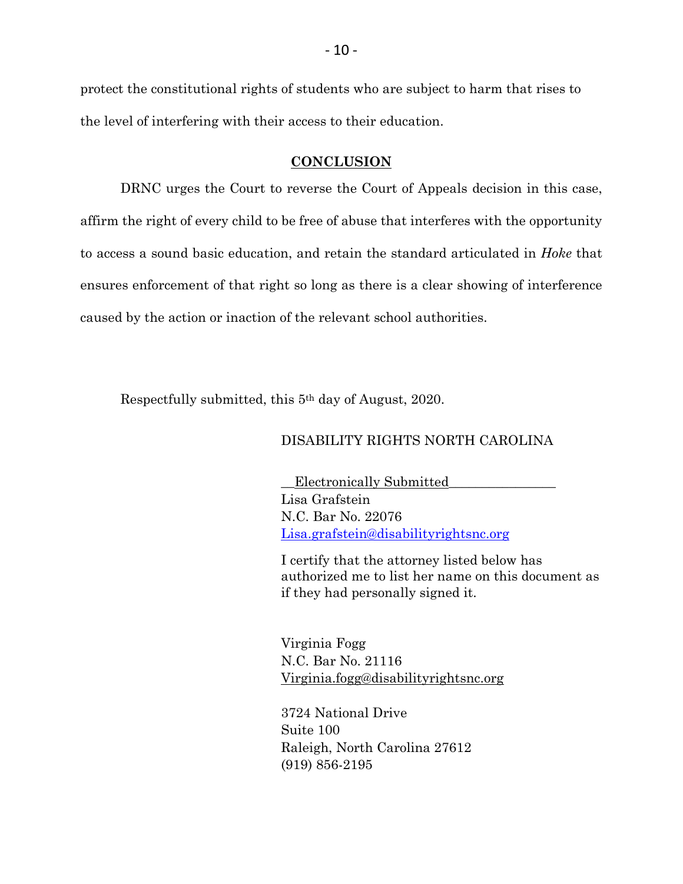protect the constitutional rights of students who are subject to harm that rises to the level of interfering with their access to their education.

## CONCLUSION

DRNC urges the Court to reverse the Court of Appeals decision in this case, affirm the right of every child to be free of abuse that interferes with the opportunity to access a sound basic education, and retain the standard articulated in *Hoke* that ensures enforcement of that right so long as there is a clear showing of interference caused by the action or inaction of the relevant school authorities.

Respectfully submitted, this 5th day of August, 2020.

DISABILITY RIGHTS NORTH CAROLINA

__Electronically Submitted________________
Lisa Grafstein
N.C. Bar No. 22076
Lisa.grafstein@disabilityrightsnc.org

I certify that the attorney listed below has authorized me to list her name on this document as if they had personally signed it.

Virginia Fogg
N.C. Bar No. 21116
Virginia.fogg@disabilityrightsnc.org

3724 National Drive
Suite 100
Raleigh, North Carolina 27612
(919) 856-2195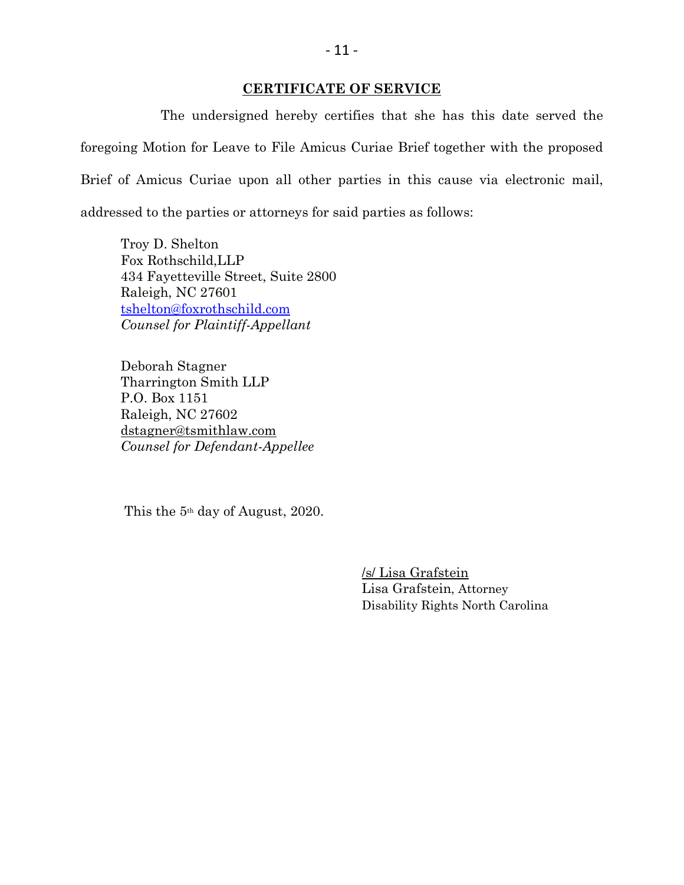**CERTIFICATE OF SERVICE**

The undersigned hereby certifies that she has this date served the foregoing Motion for Leave to File Amicus Curiae Brief together with the proposed Brief of Amicus Curiae upon all other parties in this cause via electronic mail, addressed to the parties or attorneys for said parties as follows:

Troy D. Shelton
Fox Rothschild,LLP
434 Fayetteville Street, Suite 2800
Raleigh, NC 27601
tshelton@foxrothschild.com
*Counsel for Plaintiff-Appellant*

Deborah Stagner
Tharrington Smith LLP
P.O. Box 1151
Raleigh, NC 27602
dstagner@tsmithlaw.com
*Counsel for Defendant-Appellee*

This the 5th day of August, 2020.

/s/ Lisa Grafstein
Lisa Grafstein, Attorney
Disability Rights North Carolina